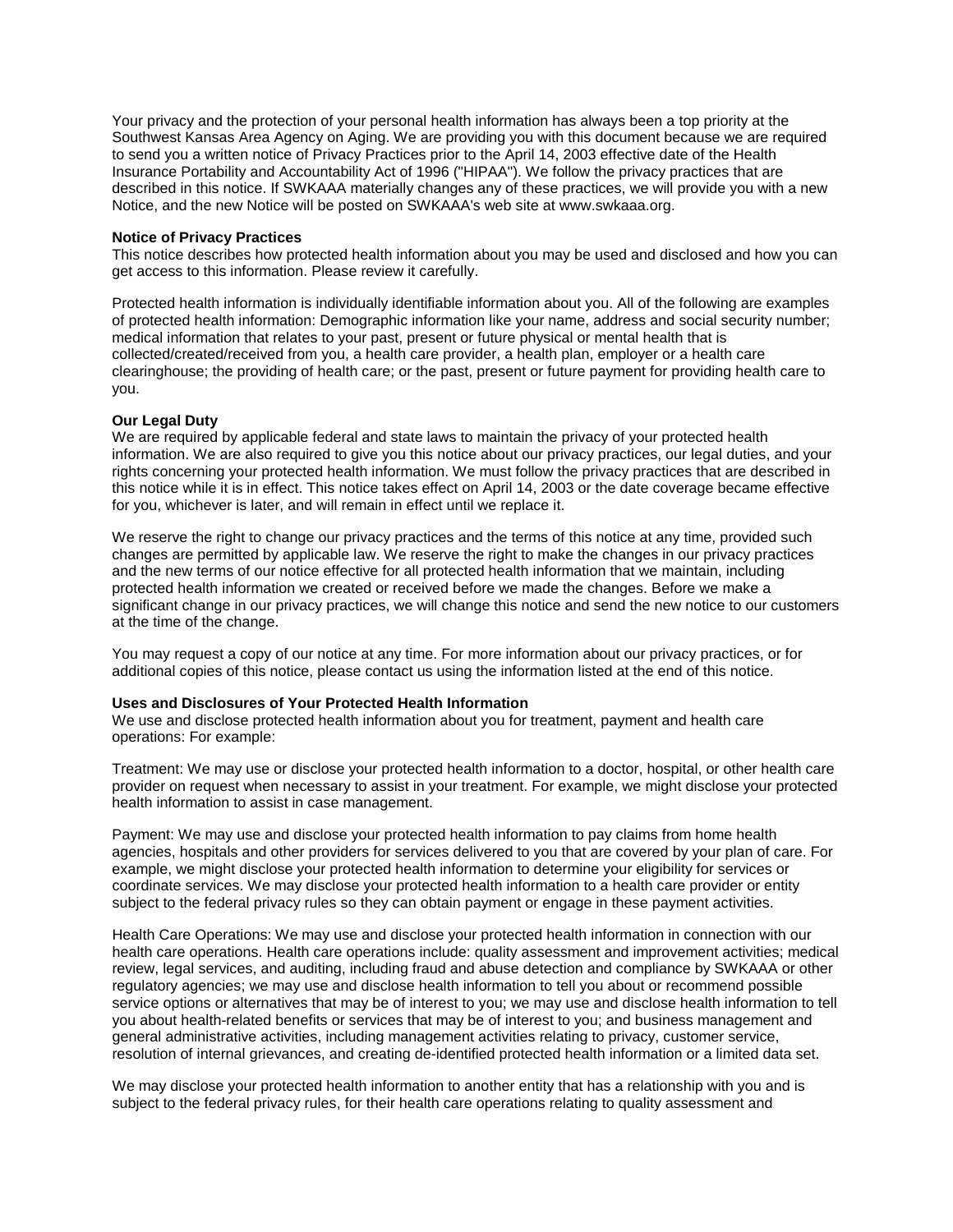Your privacy and the protection of your personal health information has always been a top priority at the Southwest Kansas Area Agency on Aging. We are providing you with this document because we are required to send you a written notice of Privacy Practices prior to the April 14, 2003 effective date of the Health Insurance Portability and Accountability Act of 1996 ("HIPAA"). We follow the privacy practices that are described in this notice. If SWKAAA materially changes any of these practices, we will provide you with a new Notice, and the new Notice will be posted on SWKAAA's web site at www.swkaaa.org.

**Notice of Privacy Practices**

This notice describes how protected health information about you may be used and disclosed and how you can get access to this information. Please review it carefully.

Protected health information is individually identifiable information about you. All of the following are examples of protected health information: Demographic information like your name, address and social security number; medical information that relates to your past, present or future physical or mental health that is collected/created/received from you, a health care provider, a health plan, employer or a health care clearinghouse; the providing of health care; or the past, present or future payment for providing health care to you.

**Our Legal Duty**

We are required by applicable federal and state laws to maintain the privacy of your protected health information. We are also required to give you this notice about our privacy practices, our legal duties, and your rights concerning your protected health information. We must follow the privacy practices that are described in this notice while it is in effect. This notice takes effect on April 14, 2003 or the date coverage became effective for you, whichever is later, and will remain in effect until we replace it.

We reserve the right to change our privacy practices and the terms of this notice at any time, provided such changes are permitted by applicable law. We reserve the right to make the changes in our privacy practices and the new terms of our notice effective for all protected health information that we maintain, including protected health information we created or received before we made the changes. Before we make a significant change in our privacy practices, we will change this notice and send the new notice to our customers at the time of the change.

You may request a copy of our notice at any time. For more information about our privacy practices, or for additional copies of this notice, please contact us using the information listed at the end of this notice.

**Uses and Disclosures of Your Protected Health Information**

We use and disclose protected health information about you for treatment, payment and health care operations: For example:

Treatment: We may use or disclose your protected health information to a doctor, hospital, or other health care provider on request when necessary to assist in your treatment. For example, we might disclose your protected health information to assist in case management.

Payment: We may use and disclose your protected health information to pay claims from home health agencies, hospitals and other providers for services delivered to you that are covered by your plan of care. For example, we might disclose your protected health information to determine your eligibility for services or coordinate services. We may disclose your protected health information to a health care provider or entity subject to the federal privacy rules so they can obtain payment or engage in these payment activities.

Health Care Operations: We may use and disclose your protected health information in connection with our health care operations. Health care operations include: quality assessment and improvement activities; medical review, legal services, and auditing, including fraud and abuse detection and compliance by SWKAAA or other regulatory agencies; we may use and disclose health information to tell you about or recommend possible service options or alternatives that may be of interest to you; we may use and disclose health information to tell you about health-related benefits or services that may be of interest to you; and business management and general administrative activities, including management activities relating to privacy, customer service, resolution of internal grievances, and creating de-identified protected health information or a limited data set.

We may disclose your protected health information to another entity that has a relationship with you and is subject to the federal privacy rules, for their health care operations relating to quality assessment and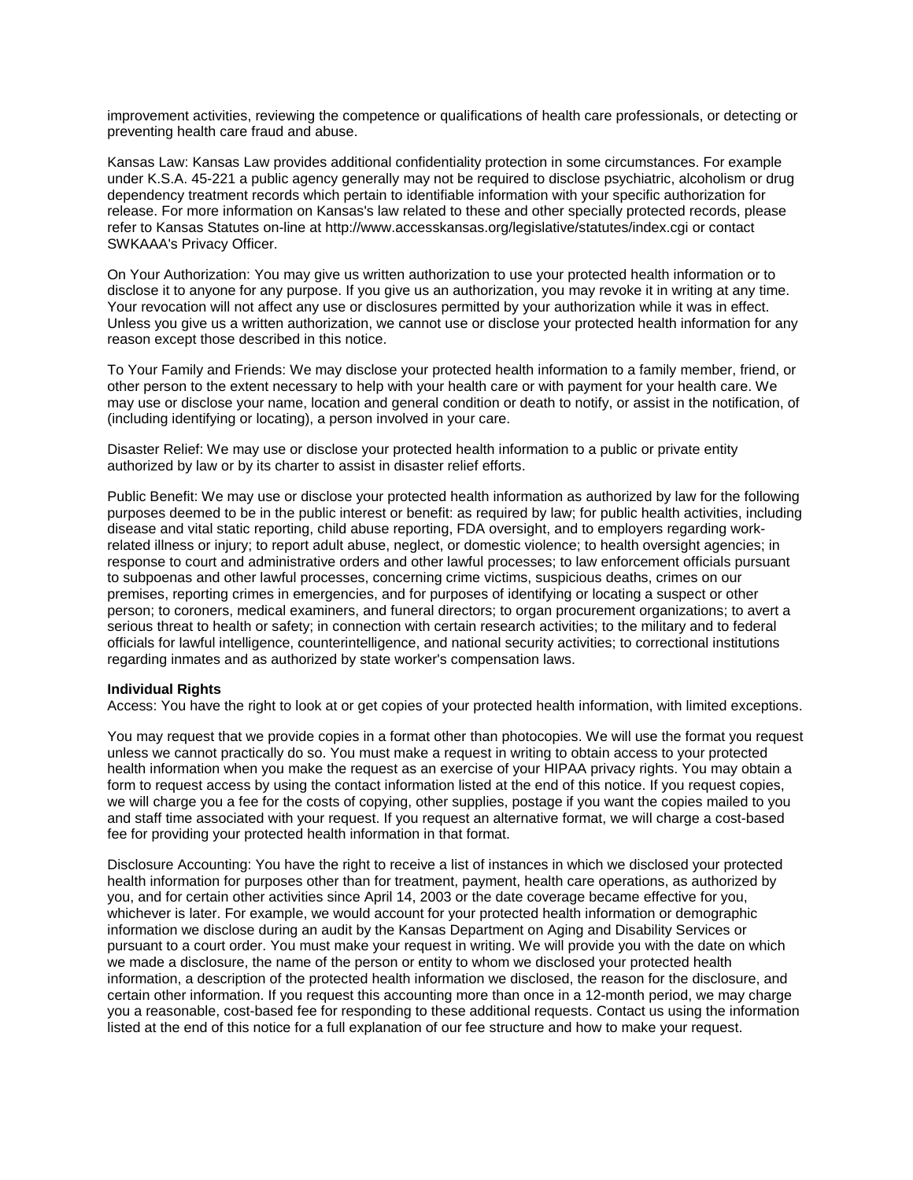improvement activities, reviewing the competence or qualifications of health care professionals, or detecting or preventing health care fraud and abuse.

Kansas Law: Kansas Law provides additional confidentiality protection in some circumstances. For example under K.S.A. 45-221 a public agency generally may not be required to disclose psychiatric, alcoholism or drug dependency treatment records which pertain to identifiable information with your specific authorization for release. For more information on Kansas's law related to these and other specially protected records, please refer to Kansas Statutes on-line at http://www.accesskansas.org/legislative/statutes/index.cgi or contact SWKAAA's Privacy Officer.

On Your Authorization: You may give us written authorization to use your protected health information or to disclose it to anyone for any purpose. If you give us an authorization, you may revoke it in writing at any time. Your revocation will not affect any use or disclosures permitted by your authorization while it was in effect. Unless you give us a written authorization, we cannot use or disclose your protected health information for any reason except those described in this notice.

To Your Family and Friends: We may disclose your protected health information to a family member, friend, or other person to the extent necessary to help with your health care or with payment for your health care. We may use or disclose your name, location and general condition or death to notify, or assist in the notification, of (including identifying or locating), a person involved in your care.

Disaster Relief: We may use or disclose your protected health information to a public or private entity authorized by law or by its charter to assist in disaster relief efforts.

Public Benefit: We may use or disclose your protected health information as authorized by law for the following purposes deemed to be in the public interest or benefit: as required by law; for public health activities, including disease and vital static reporting, child abuse reporting, FDA oversight, and to employers regarding work-related illness or injury; to report adult abuse, neglect, or domestic violence; to health oversight agencies; in response to court and administrative orders and other lawful processes; to law enforcement officials pursuant to subpoenas and other lawful processes, concerning crime victims, suspicious deaths, crimes on our premises, reporting crimes in emergencies, and for purposes of identifying or locating a suspect or other person; to coroners, medical examiners, and funeral directors; to organ procurement organizations; to avert a serious threat to health or safety; in connection with certain research activities; to the military and to federal officials for lawful intelligence, counterintelligence, and national security activities; to correctional institutions regarding inmates and as authorized by state worker's compensation laws.

**Individual Rights**

Access: You have the right to look at or get copies of your protected health information, with limited exceptions.

You may request that we provide copies in a format other than photocopies. We will use the format you request unless we cannot practically do so. You must make a request in writing to obtain access to your protected health information when you make the request as an exercise of your HIPAA privacy rights. You may obtain a form to request access by using the contact information listed at the end of this notice. If you request copies, we will charge you a fee for the costs of copying, other supplies, postage if you want the copies mailed to you and staff time associated with your request. If you request an alternative format, we will charge a cost-based fee for providing your protected health information in that format.

Disclosure Accounting: You have the right to receive a list of instances in which we disclosed your protected health information for purposes other than for treatment, payment, health care operations, as authorized by you, and for certain other activities since April 14, 2003 or the date coverage became effective for you, whichever is later. For example, we would account for your protected health information or demographic information we disclose during an audit by the Kansas Department on Aging and Disability Services or pursuant to a court order. You must make your request in writing. We will provide you with the date on which we made a disclosure, the name of the person or entity to whom we disclosed your protected health information, a description of the protected health information we disclosed, the reason for the disclosure, and certain other information. If you request this accounting more than once in a 12-month period, we may charge you a reasonable, cost-based fee for responding to these additional requests. Contact us using the information listed at the end of this notice for a full explanation of our fee structure and how to make your request.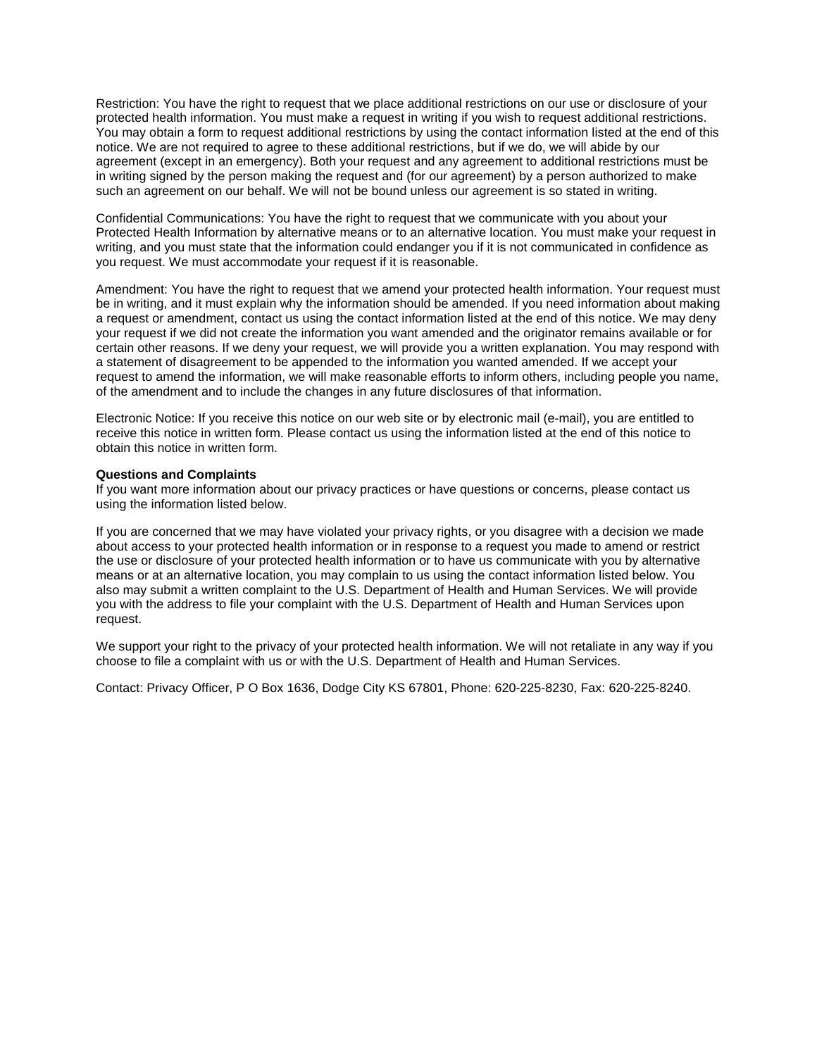Restriction: You have the right to request that we place additional restrictions on our use or disclosure of your protected health information. You must make a request in writing if you wish to request additional restrictions. You may obtain a form to request additional restrictions by using the contact information listed at the end of this notice. We are not required to agree to these additional restrictions, but if we do, we will abide by our agreement (except in an emergency). Both your request and any agreement to additional restrictions must be in writing signed by the person making the request and (for our agreement) by a person authorized to make such an agreement on our behalf. We will not be bound unless our agreement is so stated in writing.

Confidential Communications: You have the right to request that we communicate with you about your Protected Health Information by alternative means or to an alternative location. You must make your request in writing, and you must state that the information could endanger you if it is not communicated in confidence as you request. We must accommodate your request if it is reasonable.

Amendment: You have the right to request that we amend your protected health information. Your request must be in writing, and it must explain why the information should be amended. If you need information about making a request or amendment, contact us using the contact information listed at the end of this notice. We may deny your request if we did not create the information you want amended and the originator remains available or for certain other reasons. If we deny your request, we will provide you a written explanation. You may respond with a statement of disagreement to be appended to the information you wanted amended. If we accept your request to amend the information, we will make reasonable efforts to inform others, including people you name, of the amendment and to include the changes in any future disclosures of that information.

Electronic Notice: If you receive this notice on our web site or by electronic mail (e-mail), you are entitled to receive this notice in written form. Please contact us using the information listed at the end of this notice to obtain this notice in written form.

**Questions and Complaints**
If you want more information about our privacy practices or have questions or concerns, please contact us using the information listed below.

If you are concerned that we may have violated your privacy rights, or you disagree with a decision we made about access to your protected health information or in response to a request you made to amend or restrict the use or disclosure of your protected health information or to have us communicate with you by alternative means or at an alternative location, you may complain to us using the contact information listed below. You also may submit a written complaint to the U.S. Department of Health and Human Services. We will provide you with the address to file your complaint with the U.S. Department of Health and Human Services upon request.

We support your right to the privacy of your protected health information. We will not retaliate in any way if you choose to file a complaint with us or with the U.S. Department of Health and Human Services.

Contact: Privacy Officer, P O Box 1636, Dodge City KS 67801, Phone: 620-225-8230, Fax: 620-225-8240.